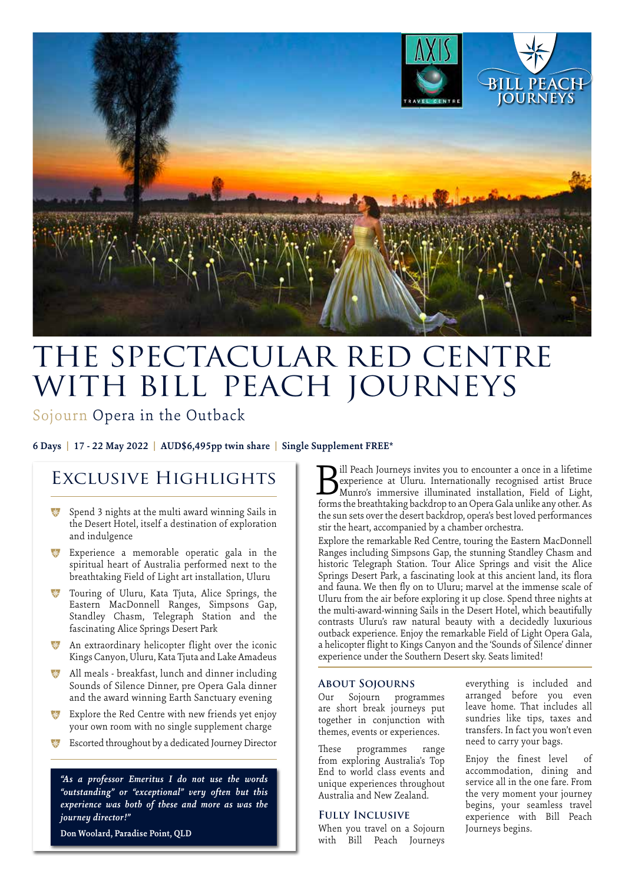AXIS TRAVEL CENTRE

BILL PEACH JOURNEYS

# THE SPECTACULAR RED CENTRE WITH BILL PEACH JOURNEYS

## Sojourn Opera in the Outback

**6 Days | 17 - 22 May 2022 | AUD$6,495pp twin share | Single Supplement FREE***

## Exclusive Highlights

- Spend 3 nights at the multi award winning Sails in the Desert Hotel, itself a destination of exploration and indulgence
- Experience a memorable operatic gala in the spiritual heart of Australia performed next to the breathtaking Field of Light art installation, Uluru
- Touring of Uluru, Kata Tjuta, Alice Springs, the Eastern MacDonnell Ranges, Simpsons Gap, Standley Chasm, Telegraph Station and the fascinating Alice Springs Desert Park
- An extraordinary helicopter flight over the iconic Kings Canyon, Uluru, Kata Tjuta and Lake Amadeus
- All meals - breakfast, lunch and dinner including Sounds of Silence Dinner, pre Opera Gala dinner and the award winning Earth Sanctuary evening
- Explore the Red Centre with new friends yet enjoy your own room with no single supplement charge
- Escorted throughout by a dedicated Journey Director

*"As a professor Emeritus I do not use the words "outstanding" or "exceptional" very often but this experience was both of these and more as was the journey director!"*

**Don Woolard, Paradise Point, QLD**

Bill Peach Journeys invites you to encounter a once in a lifetime experience at Uluru. Internationally recognised artist Bruce Munro's immersive illuminated installation, Field of Light, forms the breathtaking backdrop to an Opera Gala unlike any other. As the sun sets over the desert backdrop, opera's best loved performances stir the heart, accompanied by a chamber orchestra.

Explore the remarkable Red Centre, touring the Eastern MacDonnell Ranges including Simpsons Gap, the stunning Standley Chasm and historic Telegraph Station. Tour Alice Springs and visit the Alice Springs Desert Park, a fascinating look at this ancient land, its flora and fauna. We then fly on to Uluru; marvel at the immense scale of Uluru from the air before exploring it up close. Spend three nights at the multi-award-winning Sails in the Desert Hotel, which beautifully contrasts Uluru's raw natural beauty with a decidedly luxurious outback experience. Enjoy the remarkable Field of Light Opera Gala, a helicopter flight to Kings Canyon and the 'Sounds of Silence' dinner experience under the Southern Desert sky. Seats limited!

### About Sojourns

Our Sojourn programmes are short break journeys put together in conjunction with themes, events or experiences.

These programmes range from exploring Australia's Top End to world class events and unique experiences throughout Australia and New Zealand.

### Fully Inclusive

When you travel on a Sojourn with Bill Peach Journeys everything is included and arranged before you even leave home. That includes all sundries like tips, taxes and transfers. In fact you won't even need to carry your bags.

Enjoy the finest level of accommodation, dining and service all in the one fare. From the very moment your journey begins, your seamless travel experience with Bill Peach Journeys begins.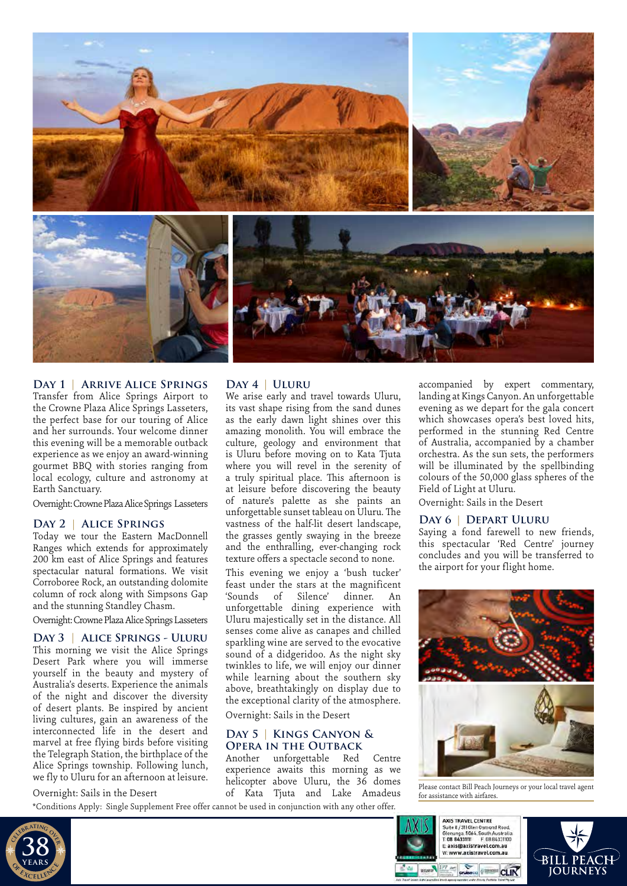## Day 1 | Arrive Alice Springs

Transfer from Alice Springs Airport to the Crowne Plaza Alice Springs Lasseters, the perfect base for our touring of Alice and her surrounds. Your welcome dinner this evening will be a memorable outback experience as we enjoy an award-winning gourmet BBQ with stories ranging from local ecology, culture and astronomy at Earth Sanctuary.

Overnight: Crowne Plaza Alice Springs Lasseters

## Day 2 | Alice Springs

Today we tour the Eastern MacDonnell Ranges which extends for approximately 200 km east of Alice Springs and features spectacular natural formations. We visit Corroboree Rock, an outstanding dolomite column of rock along with Simpsons Gap and the stunning Standley Chasm.

Overnight: Crowne Plaza Alice Springs Lasseters

## Day 3 | Alice Springs - Uluru

This morning we visit the Alice Springs Desert Park where you will immerse yourself in the beauty and mystery of Australia's deserts. Experience the animals of the night and discover the diversity of desert plants. Be inspired by ancient living cultures, gain an awareness of the interconnected life in the desert and marvel at free flying birds before visiting the Telegraph Station, the birthplace of the Alice Springs township. Following lunch, we fly to Uluru for an afternoon at leisure.

Overnight: Sails in the Desert

## Day 4 | Uluru

We arise early and travel towards Uluru, its vast shape rising from the sand dunes as the early dawn light shines over this amazing monolith. You will embrace the culture, geology and environment that is Uluru before moving on to Kata Tjuta where you will revel in the serenity of a truly spiritual place. This afternoon is at leisure before discovering the beauty of nature's palette as she paints an unforgettable sunset tableau on Uluru. The vastness of the half-lit desert landscape, the grasses gently swaying in the breeze and the enthralling, ever-changing rock texture offers a spectacle second to none.

This evening we enjoy a 'bush tucker' feast under the stars at the magnificent 'Sounds of Silence' dinner. An unforgettable dining experience with Uluru majestically set in the distance. All senses come alive as canapes and chilled sparkling wine are served to the evocative sound of a didgeridoo. As the night sky twinkles to life, we will enjoy our dinner while learning about the southern sky above, breathtakingly on display due to the exceptional clarity of the atmosphere.

Overnight: Sails in the Desert

## Day 5 | Kings Canyon & Opera in the Outback

Another unforgettable Red Centre experience awaits this morning as we helicopter above Uluru, the 36 domes of Kata Tjuta and Lake Amadeus accompanied by expert commentary, landing at Kings Canyon. An unforgettable evening as we depart for the gala concert which showcases opera's best loved hits, performed in the stunning Red Centre of Australia, accompanied by a chamber orchestra. As the sun sets, the performers will be illuminated by the spellbinding colours of the 50,000 glass spheres of the Field of Light at Uluru.

Overnight: Sails in the Desert

## Day 6 | Depart Uluru

Saying a fond farewell to new friends, this spectacular 'Red Centre' journey concludes and you will be transferred to the airport for your flight home.

Please contact Bill Peach Journeys or your local travel agent for assistance with airfares.

*Conditions Apply: Single Supplement Free offer cannot be used in conjunction with any other offer.

Celebrating over 38 years of excellence

AXIS TRAVEL CENTRE
Suite 8 / 311 Glen Osmond Road, Glenunga, 5064, South Australia
T: 08 84331111 F: 08 84331100
E: axis@axistravel.com.au
W: www.axistravel.com.au

Bill Peach Journeys